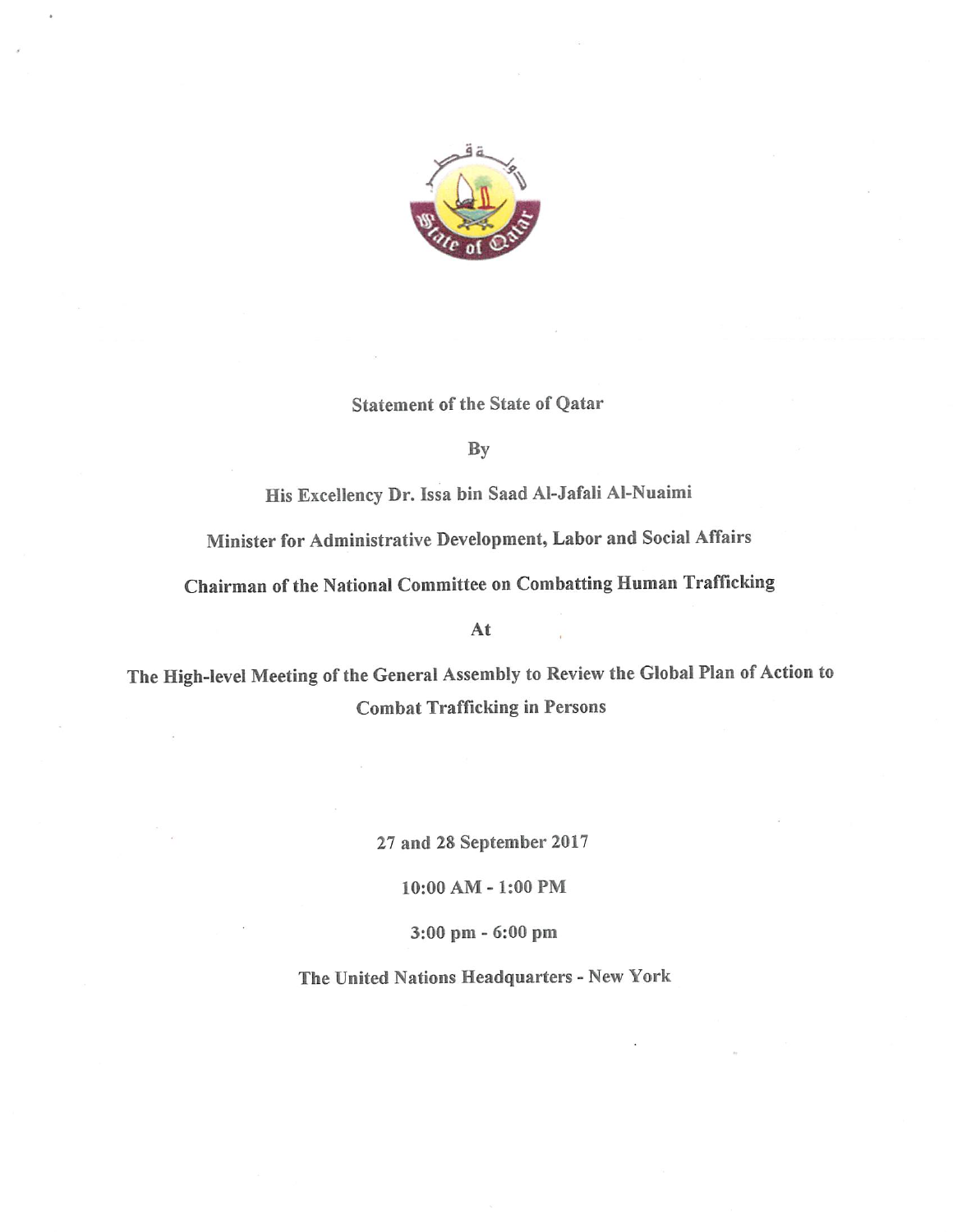Statement of the State of Qatar

By

His Excellency Dr. Issa bin Saad Al-Jafali Al-Nuaimi

Minister for Administrative Development, Labor and Social Affairs

Chairman of the National Committee on Combatting Human Trafficking

At

The High-level Meeting of the General Assembly to Review the Global Plan of Action to Combat Trafficking in Persons

27 and 28 September 2017

10:00 AM - 1:00 PM

3:00 pm - 6:00 pm

The United Nations Headquarters - New York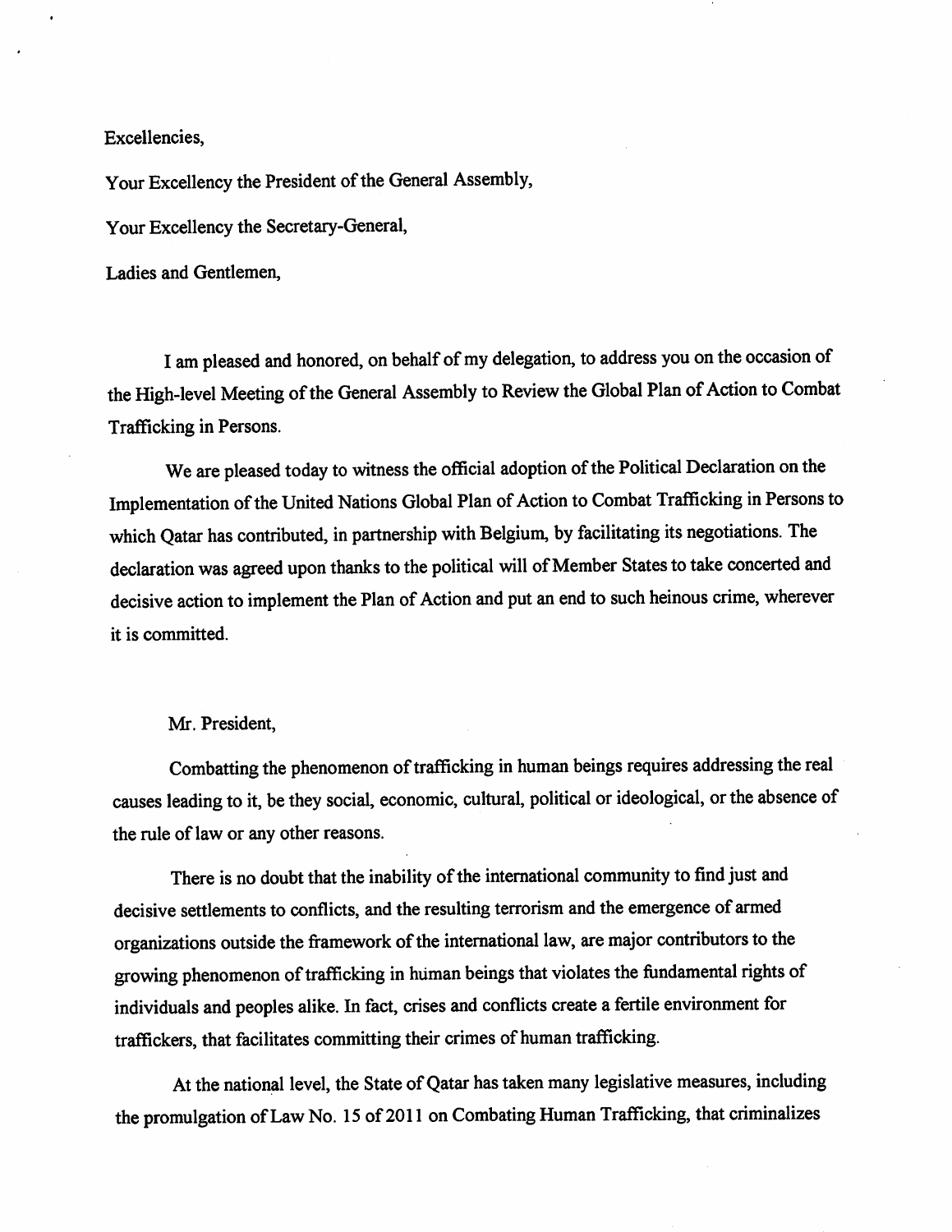Excellencies,

Your Excellency the President of the General Assembly,

Your Excellency the Secretary-General,

Ladies and Gentlemen,

I am pleased and honored, on behalf of my delegation, to address you on the occasion of the High-level Meeting of the General Assembly to Review the Global Plan of Action to Combat Trafficking in Persons.

We are pleased today to witness the official adoption of the Political Declaration on the Implementation of the United Nations Global Plan of Action to Combat Trafficking in Persons to which Qatar has contributed, in partnership with Belgium, by facilitating its negotiations. The declaration was agreed upon thanks to the political will of Member States to take concerted and decisive action to implement the Plan of Action and put an end to such heinous crime, wherever it is committed.

Mr. President,

Combatting the phenomenon of trafficking in human beings requires addressing the real causes leading to it, be they social, economic, cultural, political or ideological, or the absence of the rule of law or any other reasons.

There is no doubt that the inability of the international community to find just and decisive settlements to conflicts, and the resulting terrorism and the emergence of armed organizations outside the framework of the international law, are major contributors to the growing phenomenon of trafficking in human beings that violates the fundamental rights of individuals and peoples alike. In fact, crises and conflicts create a fertile environment for traffickers, that facilitates committing their crimes of human trafficking.

At the national level, the State of Qatar has taken many legislative measures, including the promulgation of Law No. 15 of 2011 on Combating Human Trafficking, that criminalizes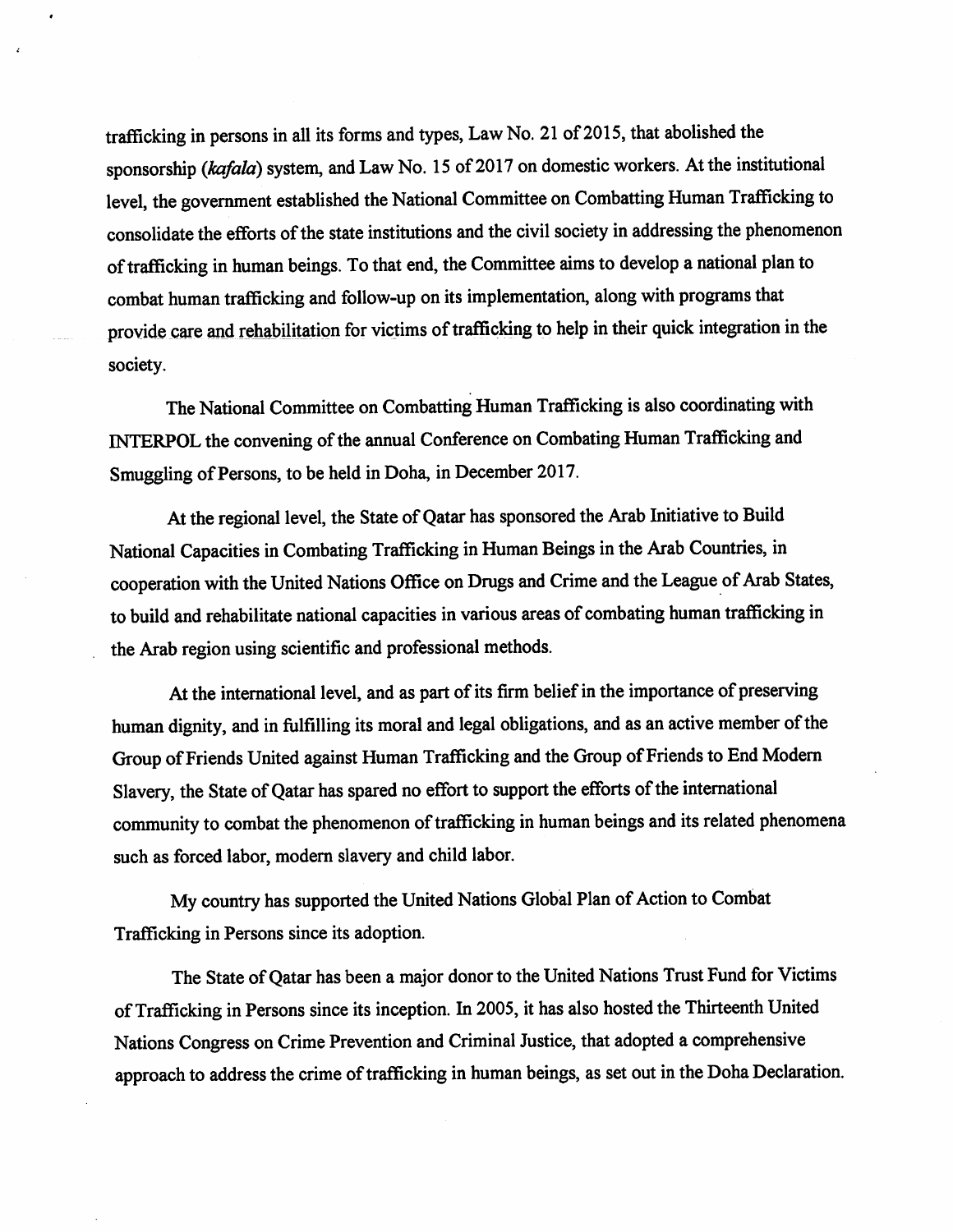trafficking in persons in all its forms and types, Law No. 21 of 2015, that abolished the sponsorship (*kafala*) system, and Law No. 15 of 2017 on domestic workers. At the institutional level, the government established the National Committee on Combatting Human Trafficking to consolidate the efforts of the state institutions and the civil society in addressing the phenomenon of trafficking in human beings. To that end, the Committee aims to develop a national plan to combat human trafficking and follow-up on its implementation, along with programs that provide care and rehabilitation for victims of trafficking to help in their quick integration in the society.

The National Committee on Combatting Human Trafficking is also coordinating with INTERPOL the convening of the annual Conference on Combating Human Trafficking and Smuggling of Persons, to be held in Doha, in December 2017.

At the regional level, the State of Qatar has sponsored the Arab Initiative to Build National Capacities in Combating Trafficking in Human Beings in the Arab Countries, in cooperation with the United Nations Office on Drugs and Crime and the League of Arab States, to build and rehabilitate national capacities in various areas of combating human trafficking in the Arab region using scientific and professional methods.

At the international level, and as part of its firm belief in the importance of preserving human dignity, and in fulfilling its moral and legal obligations, and as an active member of the Group of Friends United against Human Trafficking and the Group of Friends to End Modern Slavery, the State of Qatar has spared no effort to support the efforts of the international community to combat the phenomenon of trafficking in human beings and its related phenomena such as forced labor, modern slavery and child labor.

My country has supported the United Nations Global Plan of Action to Combat Trafficking in Persons since its adoption.

The State of Qatar has been a major donor to the United Nations Trust Fund for Victims of Trafficking in Persons since its inception. In 2005, it has also hosted the Thirteenth United Nations Congress on Crime Prevention and Criminal Justice, that adopted a comprehensive approach to address the crime of trafficking in human beings, as set out in the Doha Declaration.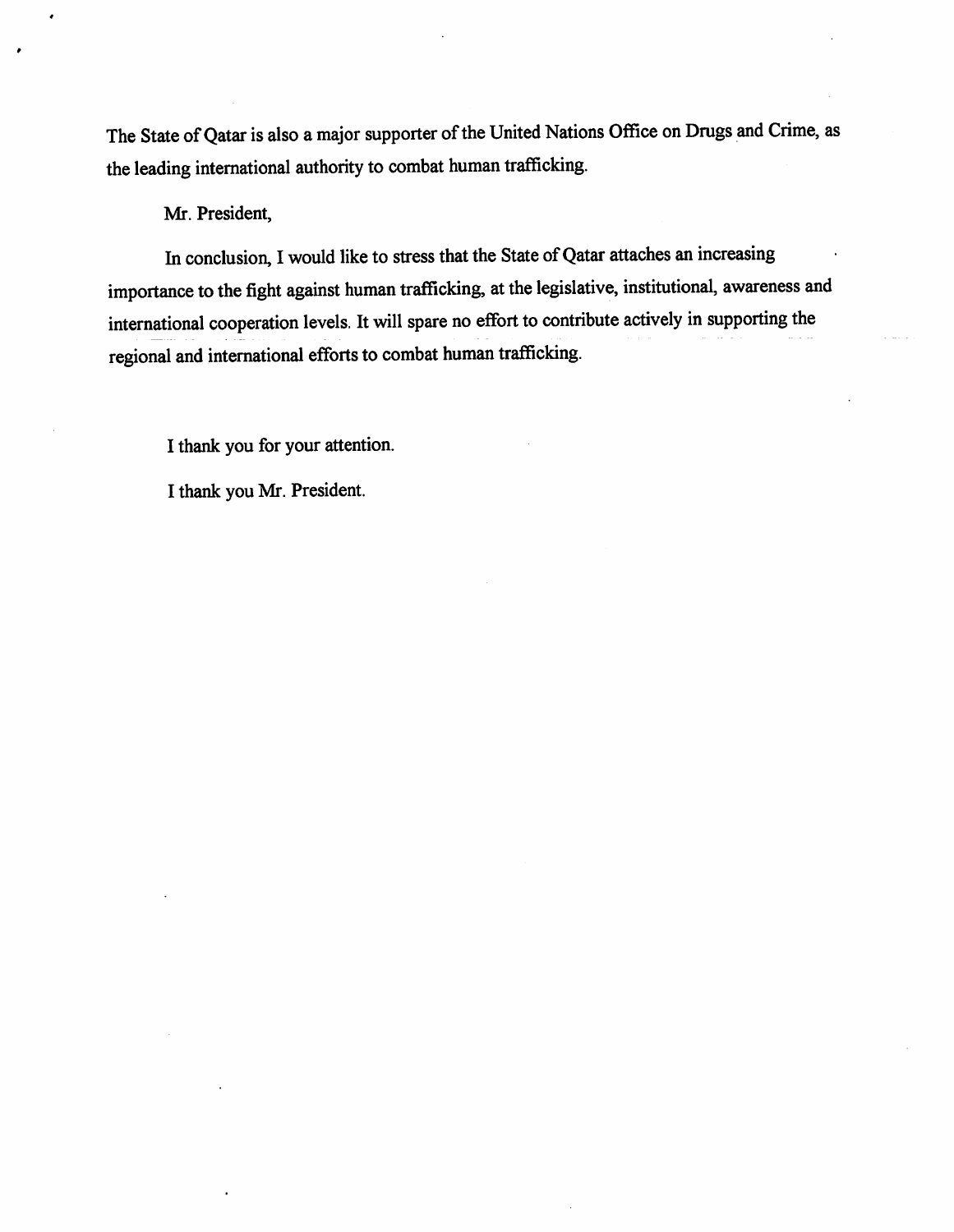The State of Qatar is also a major supporter of the United Nations Office on Drugs and Crime, as the leading international authority to combat human trafficking.

Mr. President,

In conclusion, I would like to stress that the State of Qatar attaches an increasing importance to the fight against human trafficking, at the legislative, institutional, awareness and international cooperation levels. It will spare no effort to contribute actively in supporting the regional and international efforts to combat human trafficking.

I thank you for your attention.

I thank you Mr. President.